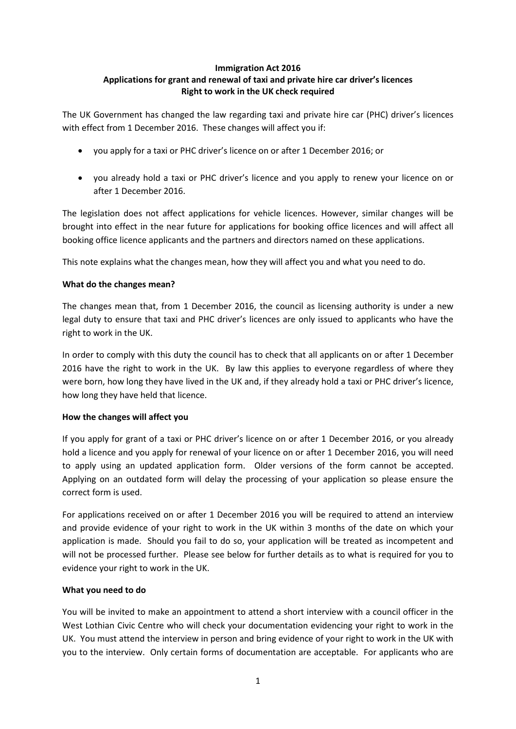**Immigration Act 2016**
**Applications for grant and renewal of taxi and private hire car driver's licences**
**Right to work in the UK check required**

The UK Government has changed the law regarding taxi and private hire car (PHC) driver's licences with effect from 1 December 2016. These changes will affect you if:

- you apply for a taxi or PHC driver's licence on or after 1 December 2016; or
- you already hold a taxi or PHC driver's licence and you apply to renew your licence on or after 1 December 2016.

The legislation does not affect applications for vehicle licences. However, similar changes will be brought into effect in the near future for applications for booking office licences and will affect all booking office licence applicants and the partners and directors named on these applications.

This note explains what the changes mean, how they will affect you and what you need to do.

**What do the changes mean?**

The changes mean that, from 1 December 2016, the council as licensing authority is under a new legal duty to ensure that taxi and PHC driver's licences are only issued to applicants who have the right to work in the UK.

In order to comply with this duty the council has to check that all applicants on or after 1 December 2016 have the right to work in the UK. By law this applies to everyone regardless of where they were born, how long they have lived in the UK and, if they already hold a taxi or PHC driver's licence, how long they have held that licence.

**How the changes will affect you**

If you apply for grant of a taxi or PHC driver's licence on or after 1 December 2016, or you already hold a licence and you apply for renewal of your licence on or after 1 December 2016, you will need to apply using an updated application form. Older versions of the form cannot be accepted. Applying on an outdated form will delay the processing of your application so please ensure the correct form is used.

For applications received on or after 1 December 2016 you will be required to attend an interview and provide evidence of your right to work in the UK within 3 months of the date on which your application is made. Should you fail to do so, your application will be treated as incompetent and will not be processed further. Please see below for further details as to what is required for you to evidence your right to work in the UK.

**What you need to do**

You will be invited to make an appointment to attend a short interview with a council officer in the West Lothian Civic Centre who will check your documentation evidencing your right to work in the UK. You must attend the interview in person and bring evidence of your right to work in the UK with you to the interview. Only certain forms of documentation are acceptable. For applicants who are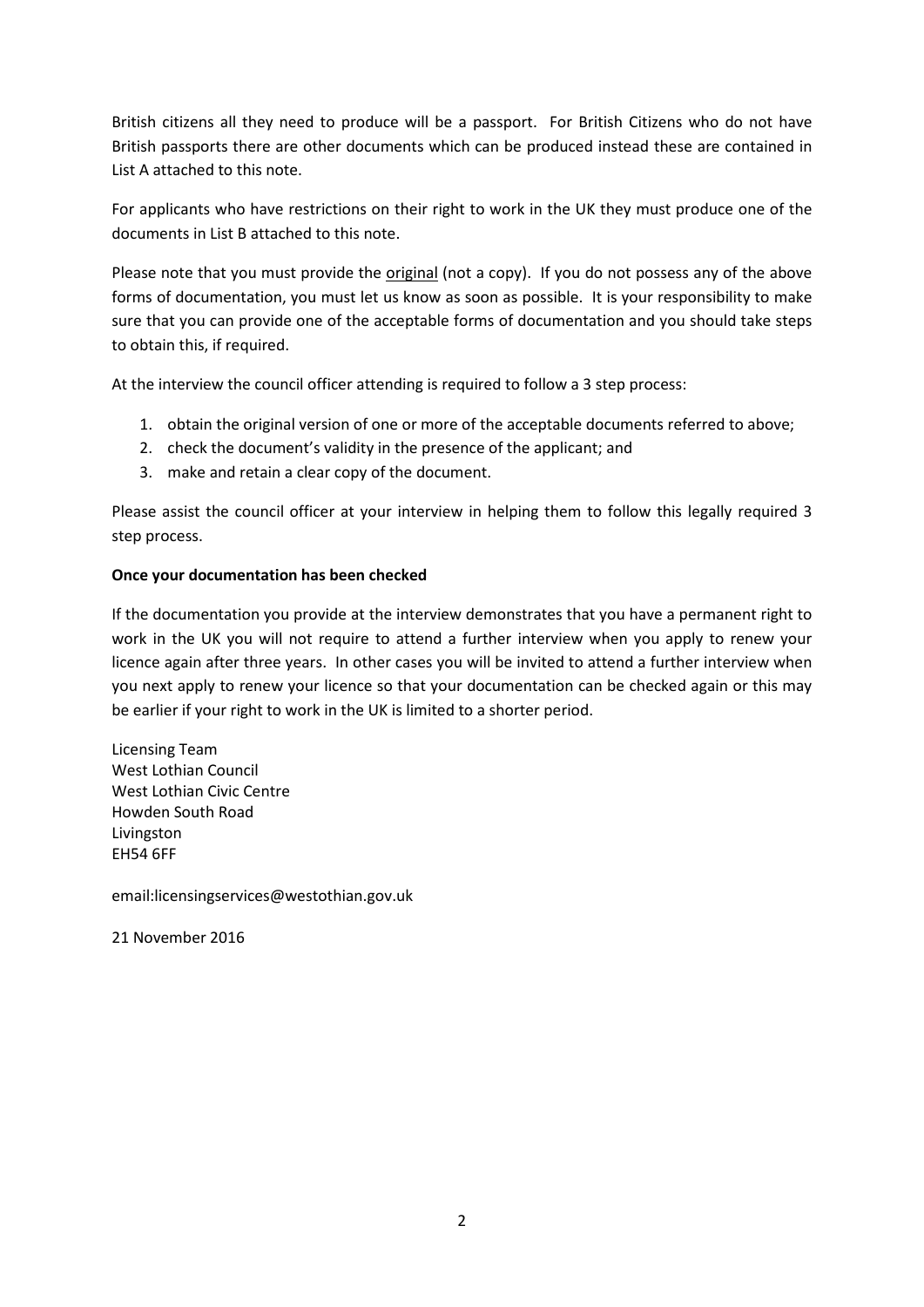British citizens all they need to produce will be a passport. For British Citizens who do not have British passports there are other documents which can be produced instead these are contained in List A attached to this note.

For applicants who have restrictions on their right to work in the UK they must produce one of the documents in List B attached to this note.

Please note that you must provide the original (not a copy). If you do not possess any of the above forms of documentation, you must let us know as soon as possible. It is your responsibility to make sure that you can provide one of the acceptable forms of documentation and you should take steps to obtain this, if required.

At the interview the council officer attending is required to follow a 3 step process:

1. obtain the original version of one or more of the acceptable documents referred to above;
2. check the document's validity in the presence of the applicant; and
3. make and retain a clear copy of the document.

Please assist the council officer at your interview in helping them to follow this legally required 3 step process.

**Once your documentation has been checked**

If the documentation you provide at the interview demonstrates that you have a permanent right to work in the UK you will not require to attend a further interview when you apply to renew your licence again after three years. In other cases you will be invited to attend a further interview when you next apply to renew your licence so that your documentation can be checked again or this may be earlier if your right to work in the UK is limited to a shorter period.

Licensing Team
West Lothian Council
West Lothian Civic Centre
Howden South Road
Livingston
EH54 6FF

email:licensingservices@westothian.gov.uk

21 November 2016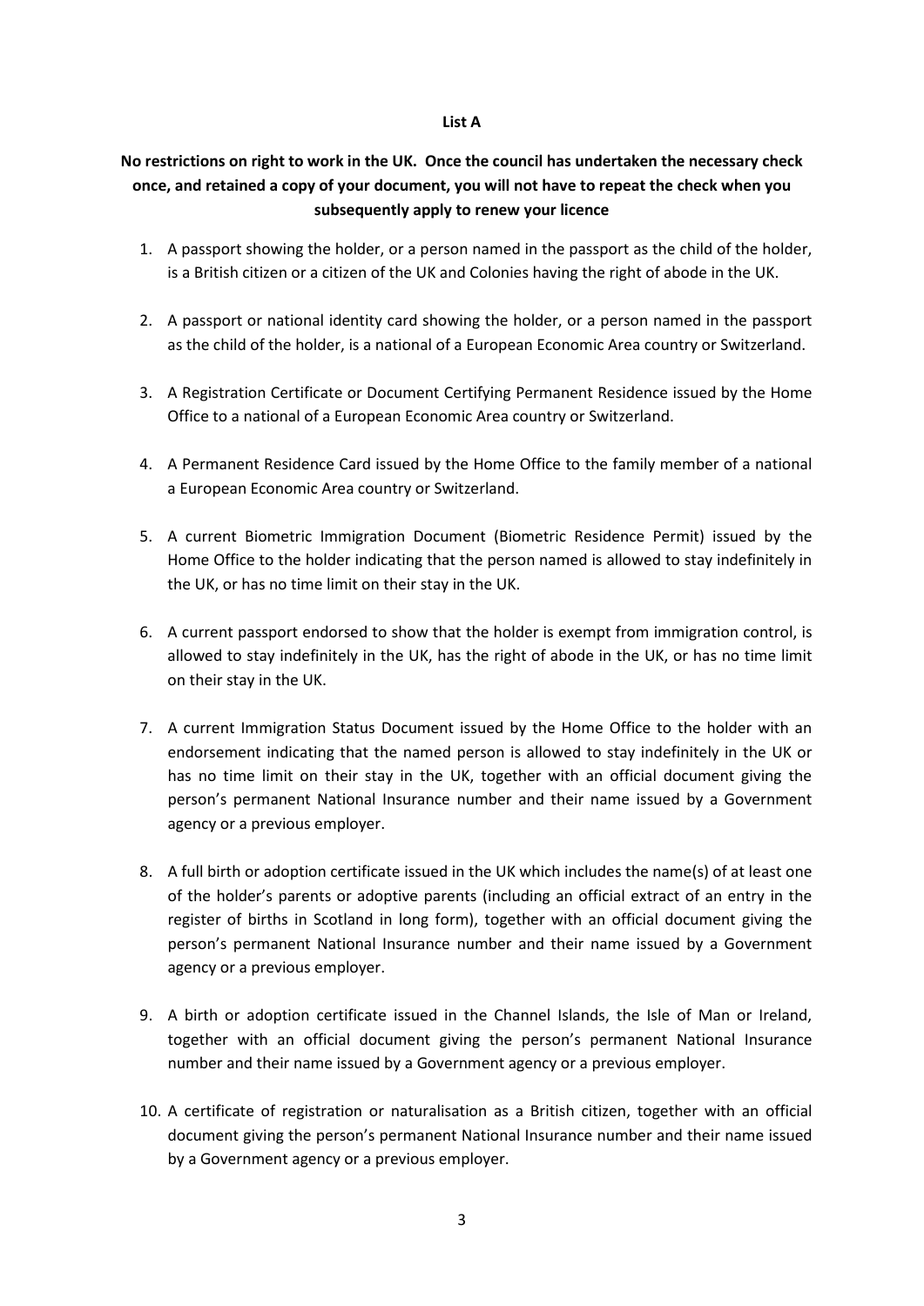**List A**

**No restrictions on right to work in the UK. Once the council has undertaken the necessary check once, and retained a copy of your document, you will not have to repeat the check when you subsequently apply to renew your licence**

1. A passport showing the holder, or a person named in the passport as the child of the holder, is a British citizen or a citizen of the UK and Colonies having the right of abode in the UK.

2. A passport or national identity card showing the holder, or a person named in the passport as the child of the holder, is a national of a European Economic Area country or Switzerland.

3. A Registration Certificate or Document Certifying Permanent Residence issued by the Home Office to a national of a European Economic Area country or Switzerland.

4. A Permanent Residence Card issued by the Home Office to the family member of a national a European Economic Area country or Switzerland.

5. A current Biometric Immigration Document (Biometric Residence Permit) issued by the Home Office to the holder indicating that the person named is allowed to stay indefinitely in the UK, or has no time limit on their stay in the UK.

6. A current passport endorsed to show that the holder is exempt from immigration control, is allowed to stay indefinitely in the UK, has the right of abode in the UK, or has no time limit on their stay in the UK.

7. A current Immigration Status Document issued by the Home Office to the holder with an endorsement indicating that the named person is allowed to stay indefinitely in the UK or has no time limit on their stay in the UK, together with an official document giving the person's permanent National Insurance number and their name issued by a Government agency or a previous employer.

8. A full birth or adoption certificate issued in the UK which includes the name(s) of at least one of the holder's parents or adoptive parents (including an official extract of an entry in the register of births in Scotland in long form), together with an official document giving the person's permanent National Insurance number and their name issued by a Government agency or a previous employer.

9. A birth or adoption certificate issued in the Channel Islands, the Isle of Man or Ireland, together with an official document giving the person's permanent National Insurance number and their name issued by a Government agency or a previous employer.

10. A certificate of registration or naturalisation as a British citizen, together with an official document giving the person's permanent National Insurance number and their name issued by a Government agency or a previous employer.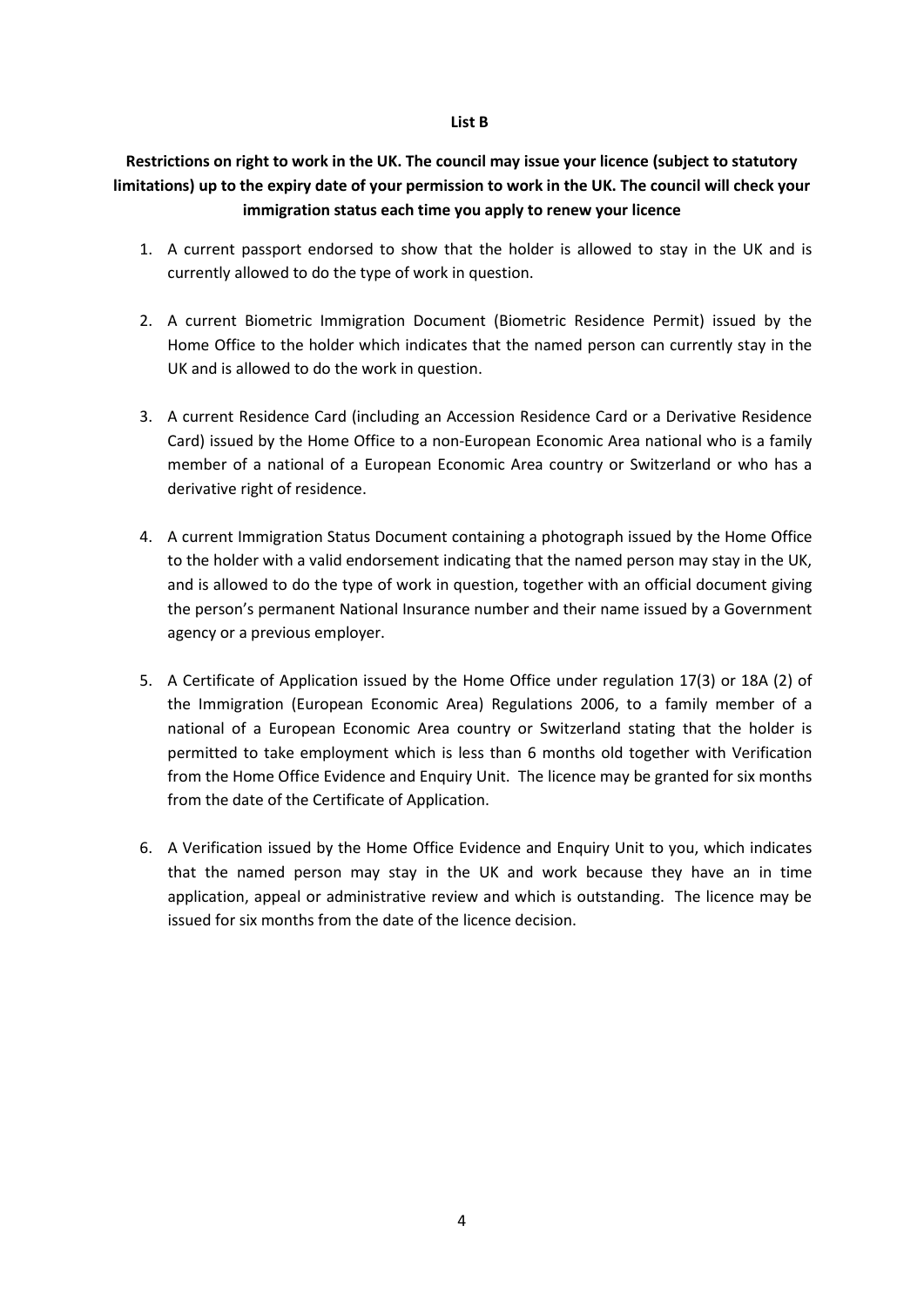**List B**

**Restrictions on right to work in the UK. The council may issue your licence (subject to statutory limitations) up to the expiry date of your permission to work in the UK. The council will check your immigration status each time you apply to renew your licence**

1. A current passport endorsed to show that the holder is allowed to stay in the UK and is currently allowed to do the type of work in question.

2. A current Biometric Immigration Document (Biometric Residence Permit) issued by the Home Office to the holder which indicates that the named person can currently stay in the UK and is allowed to do the work in question.

3. A current Residence Card (including an Accession Residence Card or a Derivative Residence Card) issued by the Home Office to a non-European Economic Area national who is a family member of a national of a European Economic Area country or Switzerland or who has a derivative right of residence.

4. A current Immigration Status Document containing a photograph issued by the Home Office to the holder with a valid endorsement indicating that the named person may stay in the UK, and is allowed to do the type of work in question, together with an official document giving the person's permanent National Insurance number and their name issued by a Government agency or a previous employer.

5. A Certificate of Application issued by the Home Office under regulation 17(3) or 18A (2) of the Immigration (European Economic Area) Regulations 2006, to a family member of a national of a European Economic Area country or Switzerland stating that the holder is permitted to take employment which is less than 6 months old together with Verification from the Home Office Evidence and Enquiry Unit. The licence may be granted for six months from the date of the Certificate of Application.

6. A Verification issued by the Home Office Evidence and Enquiry Unit to you, which indicates that the named person may stay in the UK and work because they have an in time application, appeal or administrative review and which is outstanding. The licence may be issued for six months from the date of the licence decision.